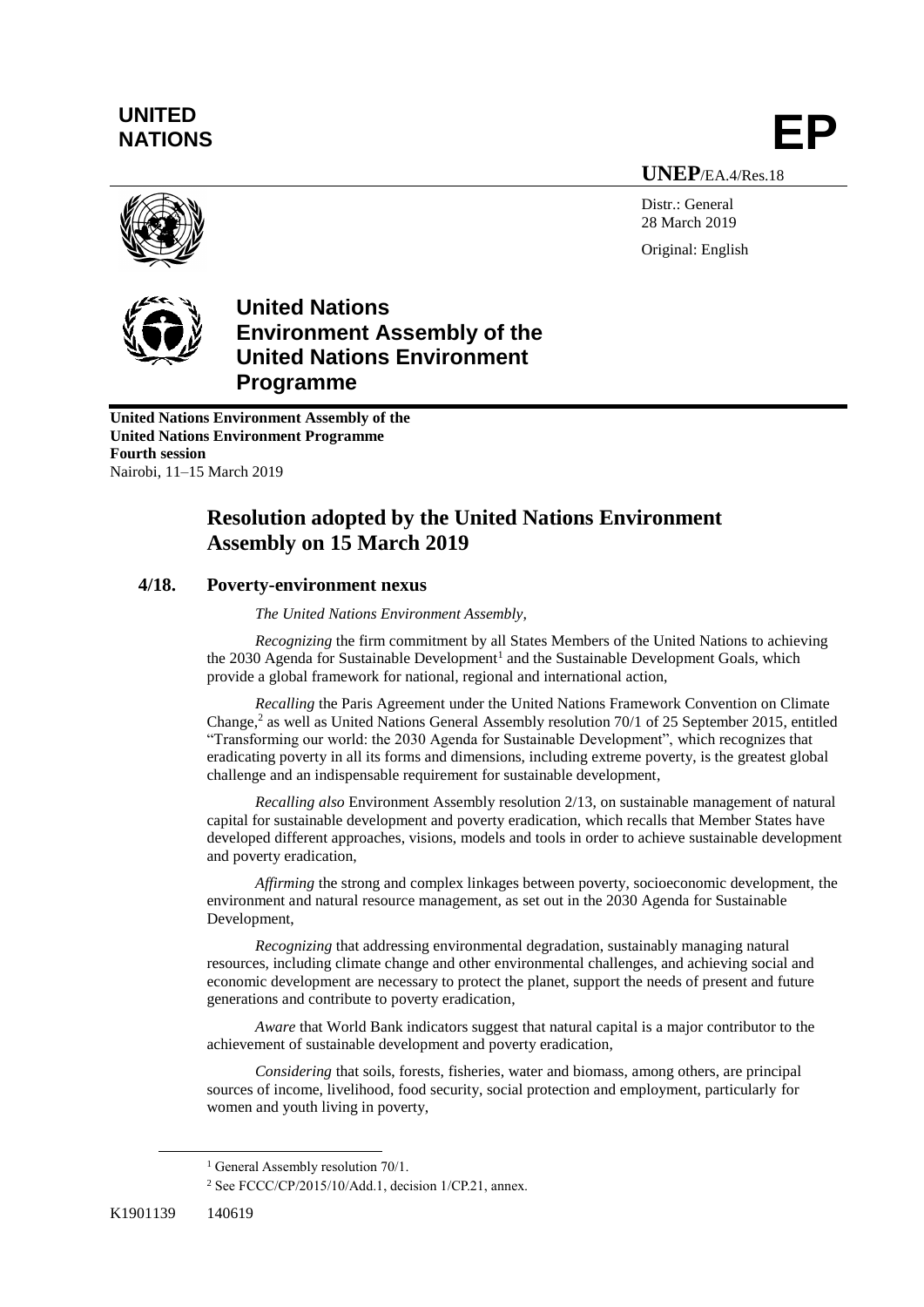**UNITED NATIONS**

# EP

**UNEP**/EA.4/Res.18

Distr.: General
28 March 2019

Original: English

**United Nations Environment Assembly of the United Nations Environment Programme**

**United Nations Environment Assembly of the United Nations Environment Programme**
**Fourth session**
Nairobi, 11–15 March 2019

## Resolution adopted by the United Nations Environment Assembly on 15 March 2019

### 4/18. Poverty-environment nexus

*The United Nations Environment Assembly,*

*Recognizing* the firm commitment by all States Members of the United Nations to achieving the 2030 Agenda for Sustainable Development[1] and the Sustainable Development Goals, which provide a global framework for national, regional and international action,

*Recalling* the Paris Agreement under the United Nations Framework Convention on Climate Change,[2] as well as United Nations General Assembly resolution 70/1 of 25 September 2015, entitled "Transforming our world: the 2030 Agenda for Sustainable Development", which recognizes that eradicating poverty in all its forms and dimensions, including extreme poverty, is the greatest global challenge and an indispensable requirement for sustainable development,

*Recalling also* Environment Assembly resolution 2/13, on sustainable management of natural capital for sustainable development and poverty eradication, which recalls that Member States have developed different approaches, visions, models and tools in order to achieve sustainable development and poverty eradication,

*Affirming* the strong and complex linkages between poverty, socioeconomic development, the environment and natural resource management, as set out in the 2030 Agenda for Sustainable Development,

*Recognizing* that addressing environmental degradation, sustainably managing natural resources, including climate change and other environmental challenges, and achieving social and economic development are necessary to protect the planet, support the needs of present and future generations and contribute to poverty eradication,

*Aware* that World Bank indicators suggest that natural capital is a major contributor to the achievement of sustainable development and poverty eradication,

*Considering* that soils, forests, fisheries, water and biomass, among others, are principal sources of income, livelihood, food security, social protection and employment, particularly for women and youth living in poverty,

[1] General Assembly resolution 70/1.

[2] See FCCC/CP/2015/10/Add.1, decision 1/CP.21, annex.

K1901139 140619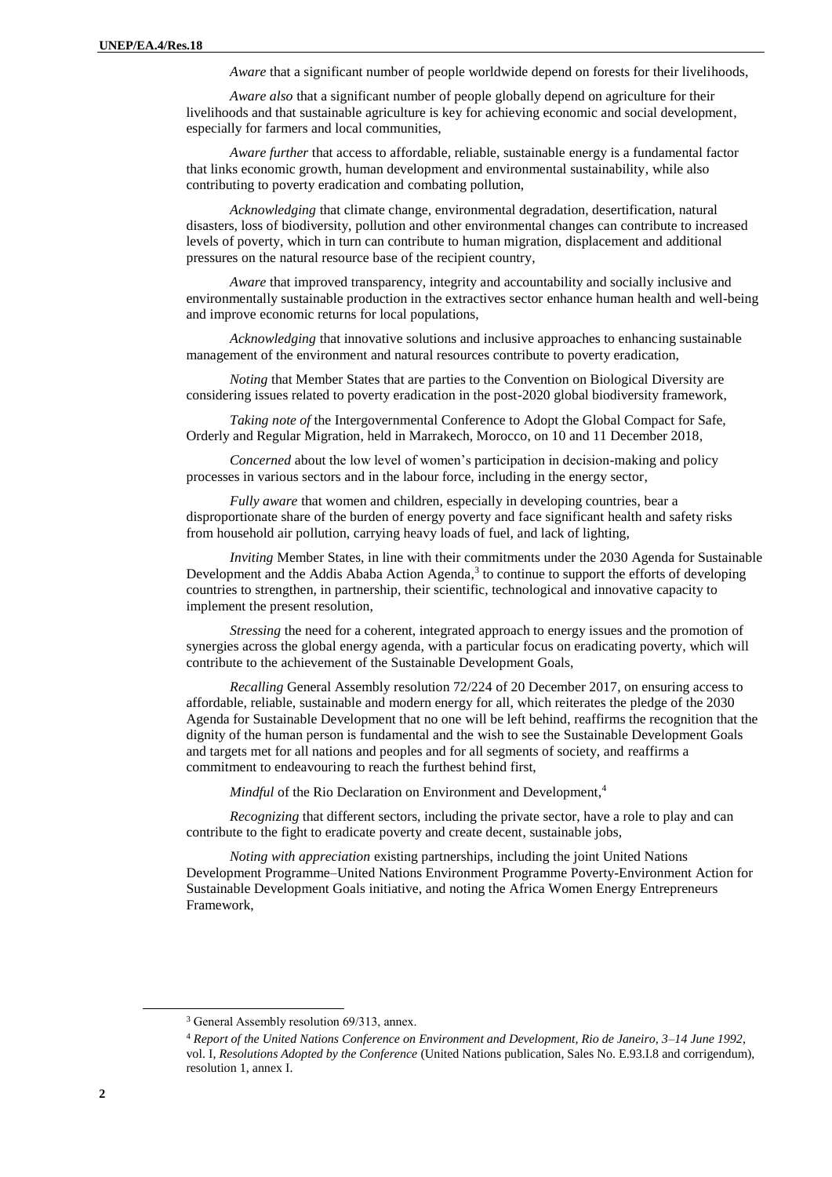*Aware* that a significant number of people worldwide depend on forests for their livelihoods,

*Aware also* that a significant number of people globally depend on agriculture for their livelihoods and that sustainable agriculture is key for achieving economic and social development, especially for farmers and local communities,

*Aware further* that access to affordable, reliable, sustainable energy is a fundamental factor that links economic growth, human development and environmental sustainability, while also contributing to poverty eradication and combating pollution,

*Acknowledging* that climate change, environmental degradation, desertification, natural disasters, loss of biodiversity, pollution and other environmental changes can contribute to increased levels of poverty, which in turn can contribute to human migration, displacement and additional pressures on the natural resource base of the recipient country,

*Aware* that improved transparency, integrity and accountability and socially inclusive and environmentally sustainable production in the extractives sector enhance human health and well-being and improve economic returns for local populations,

*Acknowledging* that innovative solutions and inclusive approaches to enhancing sustainable management of the environment and natural resources contribute to poverty eradication,

*Noting* that Member States that are parties to the Convention on Biological Diversity are considering issues related to poverty eradication in the post-2020 global biodiversity framework,

*Taking note of* the Intergovernmental Conference to Adopt the Global Compact for Safe, Orderly and Regular Migration, held in Marrakech, Morocco, on 10 and 11 December 2018,

*Concerned* about the low level of women's participation in decision-making and policy processes in various sectors and in the labour force, including in the energy sector,

*Fully aware* that women and children, especially in developing countries, bear a disproportionate share of the burden of energy poverty and face significant health and safety risks from household air pollution, carrying heavy loads of fuel, and lack of lighting,

*Inviting* Member States, in line with their commitments under the 2030 Agenda for Sustainable Development and the Addis Ababa Action Agenda,[3] to continue to support the efforts of developing countries to strengthen, in partnership, their scientific, technological and innovative capacity to implement the present resolution,

*Stressing* the need for a coherent, integrated approach to energy issues and the promotion of synergies across the global energy agenda, with a particular focus on eradicating poverty, which will contribute to the achievement of the Sustainable Development Goals,

*Recalling* General Assembly resolution 72/224 of 20 December 2017, on ensuring access to affordable, reliable, sustainable and modern energy for all, which reiterates the pledge of the 2030 Agenda for Sustainable Development that no one will be left behind, reaffirms the recognition that the dignity of the human person is fundamental and the wish to see the Sustainable Development Goals and targets met for all nations and peoples and for all segments of society, and reaffirms a commitment to endeavouring to reach the furthest behind first,

*Mindful* of the Rio Declaration on Environment and Development,[4]

*Recognizing* that different sectors, including the private sector, have a role to play and can contribute to the fight to eradicate poverty and create decent, sustainable jobs,

*Noting with appreciation* existing partnerships, including the joint United Nations Development Programme–United Nations Environment Programme Poverty-Environment Action for Sustainable Development Goals initiative, and noting the Africa Women Energy Entrepreneurs Framework,

---

[3] General Assembly resolution 69/313, annex.

[4] *Report of the United Nations Conference on Environment and Development, Rio de Janeiro, 3–14 June 1992*, vol. I, *Resolutions Adopted by the Conference* (United Nations publication, Sales No. E.93.I.8 and corrigendum), resolution 1, annex I.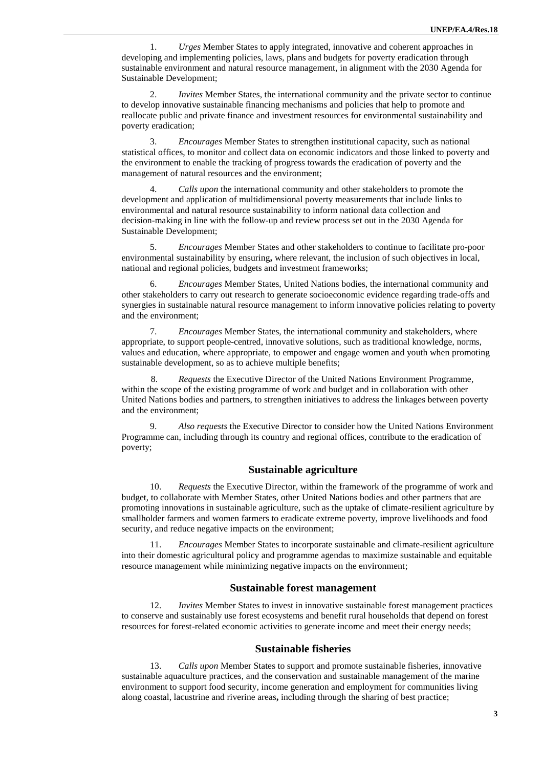1. *Urges* Member States to apply integrated, innovative and coherent approaches in developing and implementing policies, laws, plans and budgets for poverty eradication through sustainable environment and natural resource management, in alignment with the 2030 Agenda for Sustainable Development;

2. *Invites* Member States, the international community and the private sector to continue to develop innovative sustainable financing mechanisms and policies that help to promote and reallocate public and private finance and investment resources for environmental sustainability and poverty eradication;

3. *Encourages* Member States to strengthen institutional capacity, such as national statistical offices, to monitor and collect data on economic indicators and those linked to poverty and the environment to enable the tracking of progress towards the eradication of poverty and the management of natural resources and the environment;

4. *Calls upon* the international community and other stakeholders to promote the development and application of multidimensional poverty measurements that include links to environmental and natural resource sustainability to inform national data collection and decision-making in line with the follow-up and review process set out in the 2030 Agenda for Sustainable Development;

5. *Encourages* Member States and other stakeholders to continue to facilitate pro-poor environmental sustainability by ensuring**,** where relevant, the inclusion of such objectives in local, national and regional policies, budgets and investment frameworks;

6. *Encourages* Member States, United Nations bodies, the international community and other stakeholders to carry out research to generate socioeconomic evidence regarding trade-offs and synergies in sustainable natural resource management to inform innovative policies relating to poverty and the environment;

7. *Encourages* Member States, the international community and stakeholders, where appropriate, to support people-centred, innovative solutions, such as traditional knowledge, norms, values and education, where appropriate, to empower and engage women and youth when promoting sustainable development, so as to achieve multiple benefits;

8. *Requests* the Executive Director of the United Nations Environment Programme, within the scope of the existing programme of work and budget and in collaboration with other United Nations bodies and partners, to strengthen initiatives to address the linkages between poverty and the environment;

9. *Also requests* the Executive Director to consider how the United Nations Environment Programme can, including through its country and regional offices, contribute to the eradication of poverty;

## Sustainable agriculture

10. *Requests* the Executive Director, within the framework of the programme of work and budget, to collaborate with Member States, other United Nations bodies and other partners that are promoting innovations in sustainable agriculture, such as the uptake of climate-resilient agriculture by smallholder farmers and women farmers to eradicate extreme poverty, improve livelihoods and food security, and reduce negative impacts on the environment;

11. *Encourages* Member States to incorporate sustainable and climate-resilient agriculture into their domestic agricultural policy and programme agendas to maximize sustainable and equitable resource management while minimizing negative impacts on the environment;

## Sustainable forest management

12. *Invites* Member States to invest in innovative sustainable forest management practices to conserve and sustainably use forest ecosystems and benefit rural households that depend on forest resources for forest-related economic activities to generate income and meet their energy needs;

## Sustainable fisheries

13. *Calls upon* Member States to support and promote sustainable fisheries, innovative sustainable aquaculture practices, and the conservation and sustainable management of the marine environment to support food security, income generation and employment for communities living along coastal, lacustrine and riverine areas**,** including through the sharing of best practice;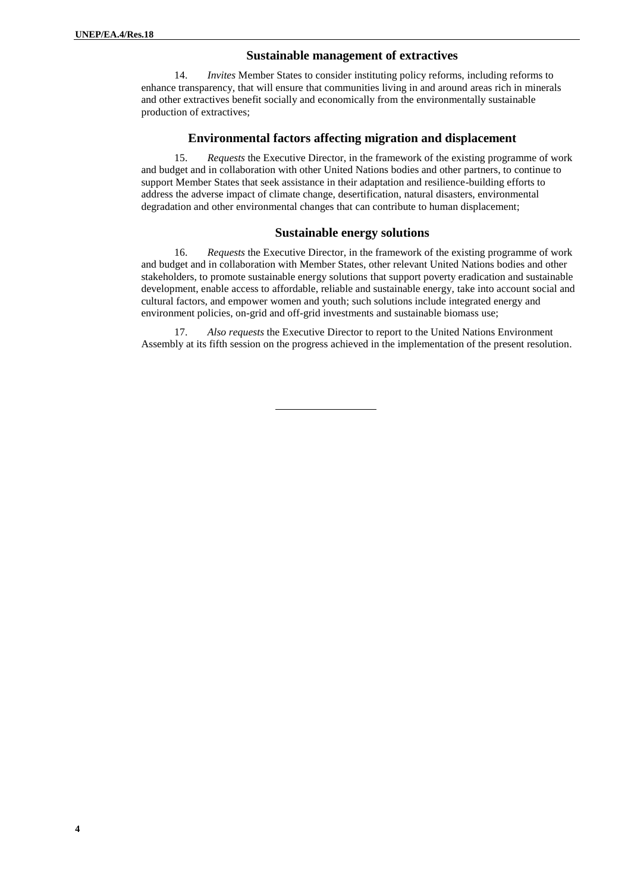### Sustainable management of extractives

14. *Invites* Member States to consider instituting policy reforms, including reforms to enhance transparency, that will ensure that communities living in and around areas rich in minerals and other extractives benefit socially and economically from the environmentally sustainable production of extractives;

### Environmental factors affecting migration and displacement

15. *Requests* the Executive Director, in the framework of the existing programme of work and budget and in collaboration with other United Nations bodies and other partners, to continue to support Member States that seek assistance in their adaptation and resilience-building efforts to address the adverse impact of climate change, desertification, natural disasters, environmental degradation and other environmental changes that can contribute to human displacement;

### Sustainable energy solutions

16. *Requests* the Executive Director, in the framework of the existing programme of work and budget and in collaboration with Member States, other relevant United Nations bodies and other stakeholders, to promote sustainable energy solutions that support poverty eradication and sustainable development, enable access to affordable, reliable and sustainable energy, take into account social and cultural factors, and empower women and youth; such solutions include integrated energy and environment policies, on-grid and off-grid investments and sustainable biomass use;

17. *Also requests* the Executive Director to report to the United Nations Environment Assembly at its fifth session on the progress achieved in the implementation of the present resolution.